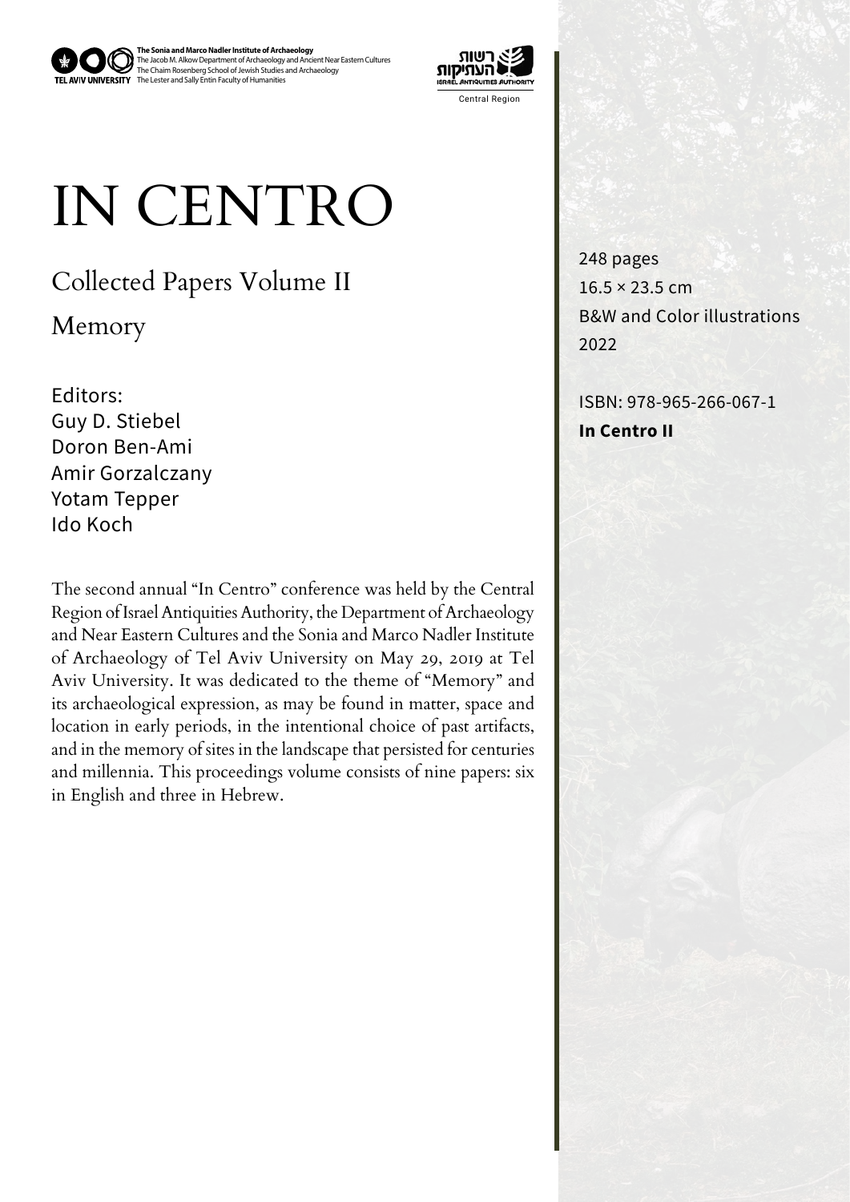**The Sonia and Marco Nadler Institute of Archaeology**
The Jacob M. Alkow Department of Archaeology and Ancient Near Eastern Cultures
The Chaim Rosenberg School of Jewish Studies and Archaeology
The Lester and Sally Entin Faculty of Humanities

TEL AVIV UNIVERSITY

רשות העתיקות
ISRAEL ANTIQUITIES AUTHORITY
Central Region

# IN CENTRO

## Collected Papers Volume II

## Memory

Editors:
Guy D. Stiebel
Doron Ben-Ami
Amir Gorzalczany
Yotam Tepper
Ido Koch

The second annual "In Centro" conference was held by the Central Region of Israel Antiquities Authority, the Department of Archaeology and Near Eastern Cultures and the Sonia and Marco Nadler Institute of Archaeology of Tel Aviv University on May 29, 2019 at Tel Aviv University. It was dedicated to the theme of "Memory" and its archaeological expression, as may be found in matter, space and location in early periods, in the intentional choice of past artifacts, and in the memory of sites in the landscape that persisted for centuries and millennia. This proceedings volume consists of nine papers: six in English and three in Hebrew.

248 pages
16.5 × 23.5 cm
B&W and Color illustrations
2022

ISBN: 978-965-266-067-1
**In Centro II**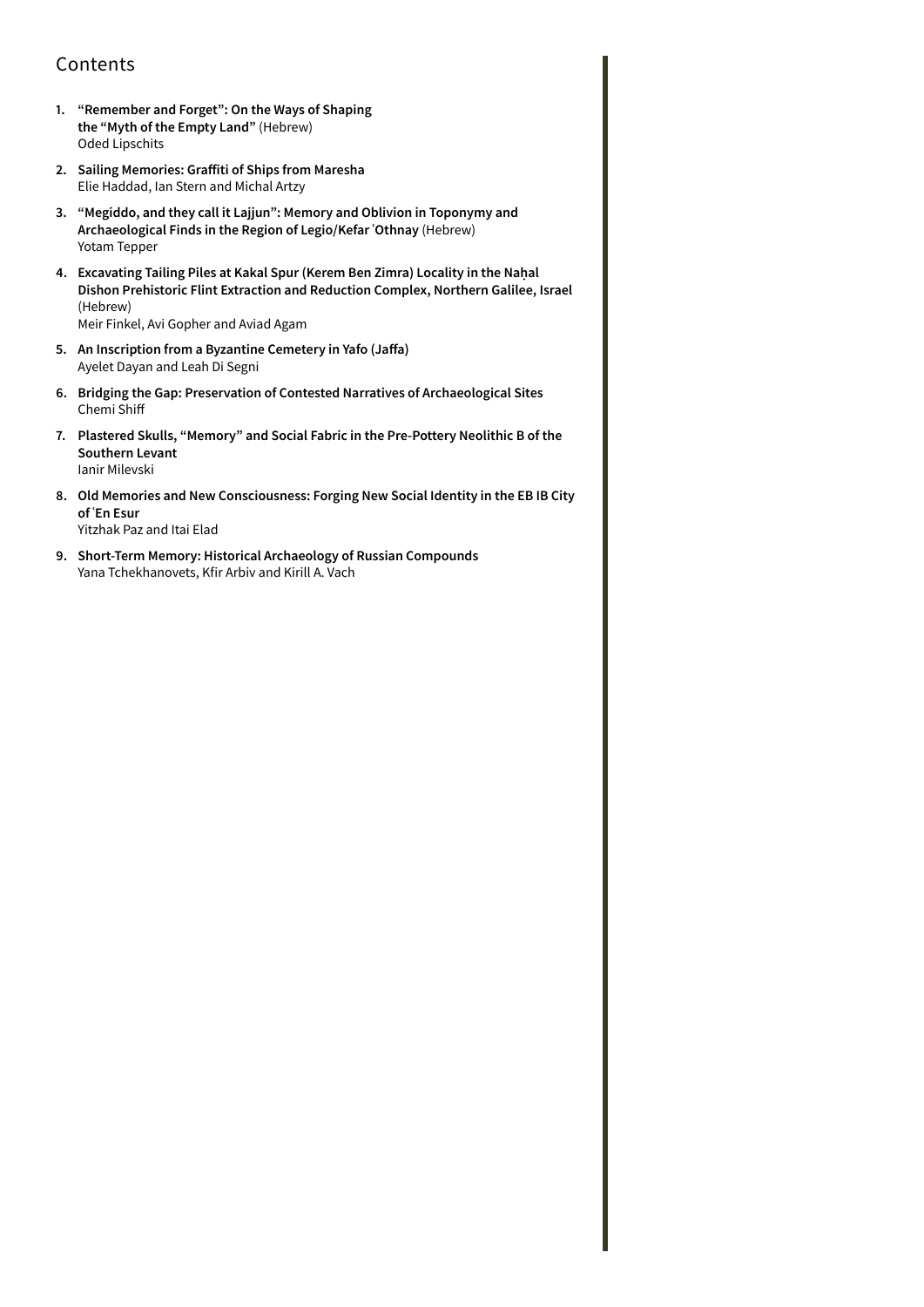## Contents

1. **"Remember and Forget": On the Ways of Shaping the "Myth of the Empty Land"** (Hebrew)
   Oded Lipschits
2. **Sailing Memories: Graffiti of Ships from Maresha**
   Elie Haddad, Ian Stern and Michal Artzy
3. **"Megiddo, and they call it Lajjun": Memory and Oblivion in Toponymy and Archaeological Finds in the Region of Legio/Kefar ʿOthnay** (Hebrew)
   Yotam Tepper
4. **Excavating Tailing Piles at Kakal Spur (Kerem Ben Zimra) Locality in the Naḥal Dishon Prehistoric Flint Extraction and Reduction Complex, Northern Galilee, Israel** (Hebrew)
   Meir Finkel, Avi Gopher and Aviad Agam
5. **An Inscription from a Byzantine Cemetery in Yafo (Jaffa)**
   Ayelet Dayan and Leah Di Segni
6. **Bridging the Gap: Preservation of Contested Narratives of Archaeological Sites**
   Chemi Shiff
7. **Plastered Skulls, "Memory" and Social Fabric in the Pre-Pottery Neolithic B of the Southern Levant**
   Ianir Milevski
8. **Old Memories and New Consciousness: Forging New Social Identity in the EB IB City of ʿEn Esur**
   Yitzhak Paz and Itai Elad
9. **Short-Term Memory: Historical Archaeology of Russian Compounds**
   Yana Tchekhanovets, Kfir Arbiv and Kirill A. Vach